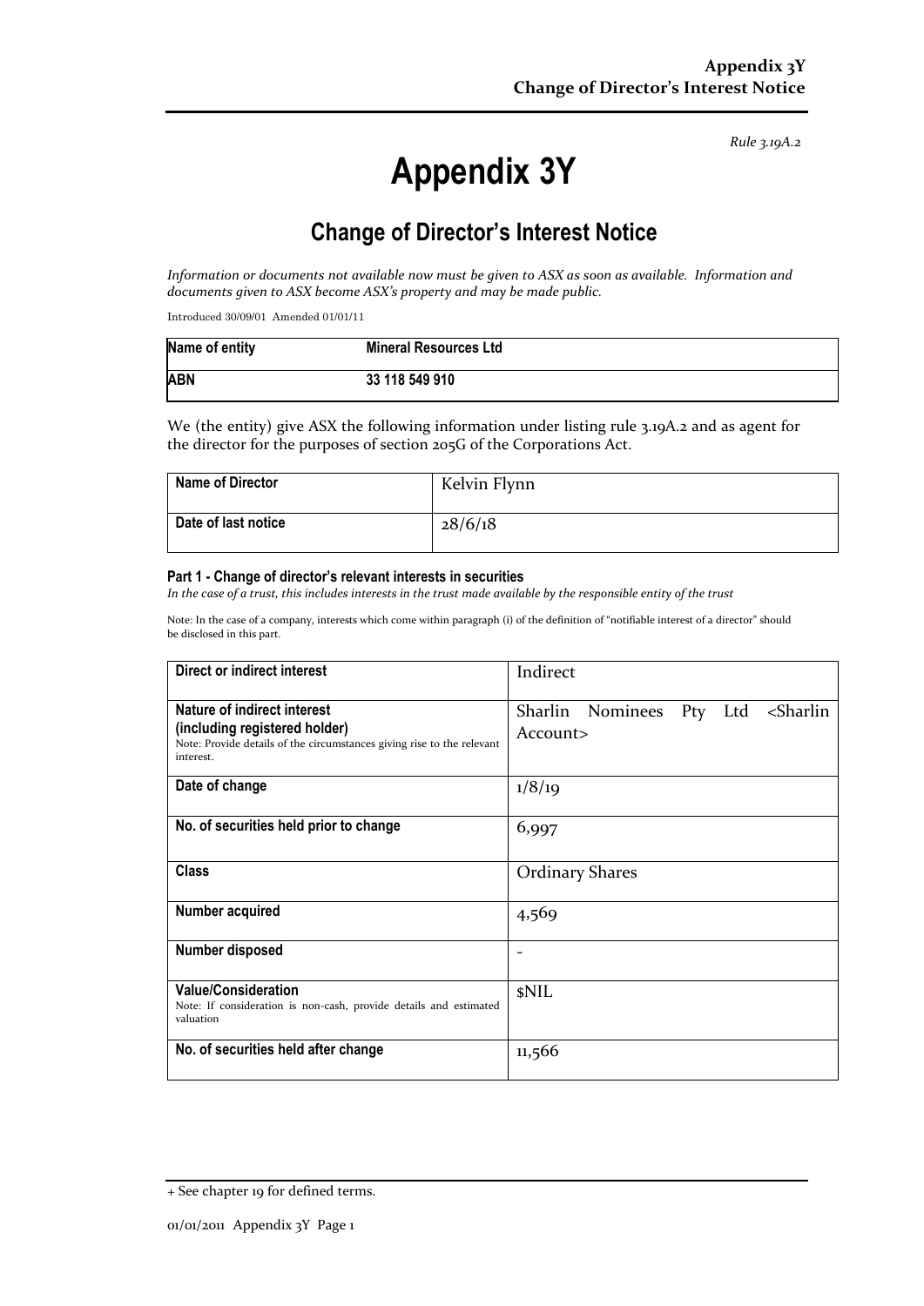*Rule 3.19A.2*

# Appendix 3Y

## Change of Director's Interest Notice

*Information or documents not available now must be given to ASX as soon as available. Information and documents given to ASX become ASX's property and may be made public.*

Introduced 30/09/01 Amended 01/01/11

| **Name of entity** | **Mineral Resources Ltd** |
|---|---|
| **ABN** | **33 118 549 910** |

We (the entity) give ASX the following information under listing rule 3.19A.2 and as agent for the director for the purposes of section 205G of the Corporations Act.

| **Name of Director** | Kelvin Flynn |
|---|---|
| **Date of last notice** | 28/6/18 |

#### Part 1 - Change of director's relevant interests in securities

*In the case of a trust, this includes interests in the trust made available by the responsible entity of the trust*

Note: In the case of a company, interests which come within paragraph (i) of the definition of "notifiable interest of a director" should be disclosed in this part.

| **Direct or indirect interest** | Indirect |
|---|---|
| **Nature of indirect interest (including registered holder)** Note: Provide details of the circumstances giving rise to the relevant interest. | Sharlin Nominees Pty Ltd <Sharlin Account> |
| **Date of change** | 1/8/19 |
| **No. of securities held prior to change** | 6,997 |
| **Class** | Ordinary Shares |
| **Number acquired** | 4,569 |
| **Number disposed** | - |
| **Value/Consideration** Note: If consideration is non-cash, provide details and estimated valuation | $NIL |
| **No. of securities held after change** | 11,566 |

+ See chapter 19 for defined terms.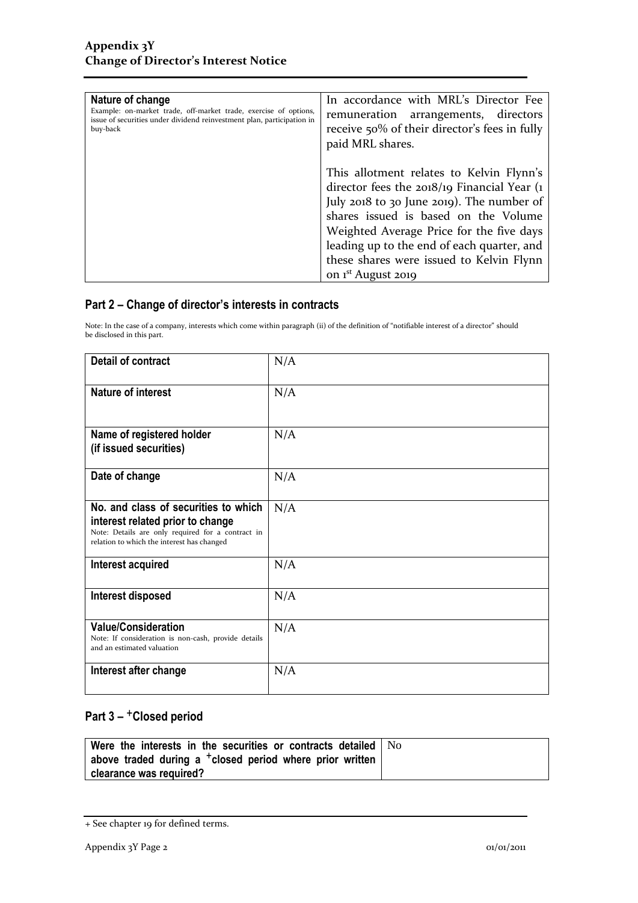| | |
|---|---|
| **Nature of change**<br>Example: on-market trade, off-market trade, exercise of options, issue of securities under dividend reinvestment plan, participation in buy-back | In accordance with MRL's Director Fee remuneration arrangements, directors receive 50% of their director's fees in fully paid MRL shares.<br><br>This allotment relates to Kelvin Flynn's director fees the 2018/19 Financial Year (1 July 2018 to 30 June 2019). The number of shares issued is based on the Volume Weighted Average Price for the five days leading up to the end of each quarter, and these shares were issued to Kelvin Flynn on 1st August 2019 |

## Part 2 – Change of director's interests in contracts

Note: In the case of a company, interests which come within paragraph (ii) of the definition of "notifiable interest of a director" should be disclosed in this part.

| | |
|---|---|
| **Detail of contract** | N/A |
| **Nature of interest** | N/A |
| **Name of registered holder (if issued securities)** | N/A |
| **Date of change** | N/A |
| **No. and class of securities to which interest related prior to change**<br>Note: Details are only required for a contract in relation to which the interest has changed | N/A |
| **Interest acquired** | N/A |
| **Interest disposed** | N/A |
| **Value/Consideration**<br>Note: If consideration is non-cash, provide details and an estimated valuation | N/A |
| **Interest after change** | N/A |

## Part 3 – +Closed period

| | |
|---|---|
| **Were the interests in the securities or contracts detailed above traded during a +closed period where prior written clearance was required?** | No |

+ See chapter 19 for defined terms.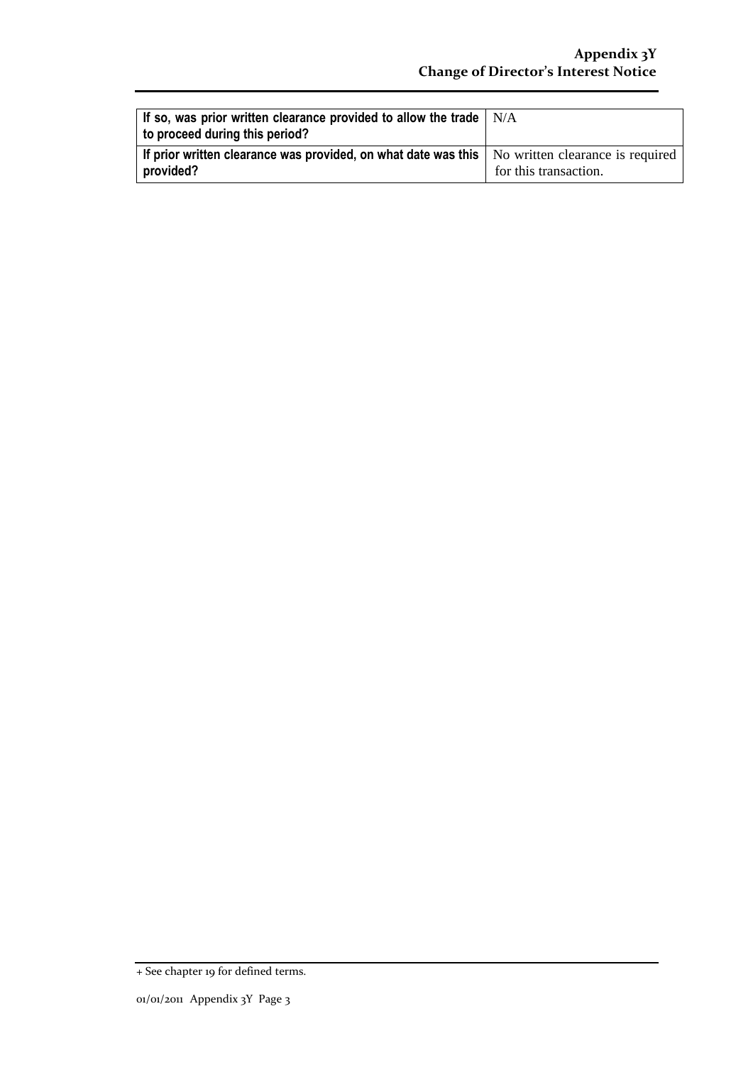| | |
|---|---|
| **If so, was prior written clearance provided to allow the trade to proceed during this period?** | N/A |
| **If prior written clearance was provided, on what date was this provided?** | No written clearance is required for this transaction. |

+ See chapter 19 for defined terms.